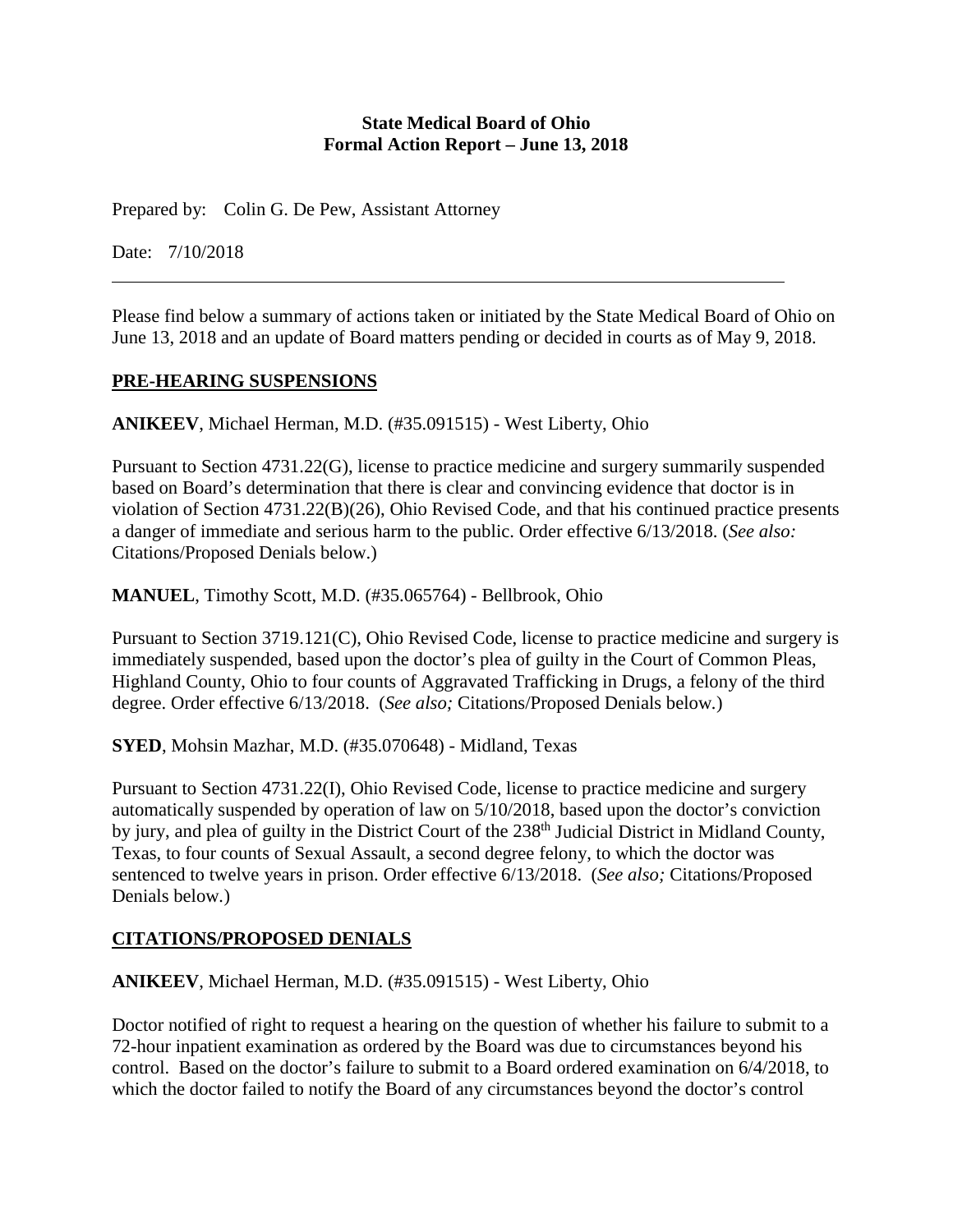**State Medical Board of Ohio**
**Formal Action Report – June 13, 2018**

Prepared by: Colin G. De Pew, Assistant Attorney

Date: 7/10/2018

---

Please find below a summary of actions taken or initiated by the State Medical Board of Ohio on June 13, 2018 and an update of Board matters pending or decided in courts as of May 9, 2018.

## PRE-HEARING SUSPENSIONS

**ANIKEEV**, Michael Herman, M.D. (#35.091515) - West Liberty, Ohio

Pursuant to Section 4731.22(G), license to practice medicine and surgery summarily suspended based on Board's determination that there is clear and convincing evidence that doctor is in violation of Section 4731.22(B)(26), Ohio Revised Code, and that his continued practice presents a danger of immediate and serious harm to the public. Order effective 6/13/2018. (*See also:* Citations/Proposed Denials below.)

**MANUEL**, Timothy Scott, M.D. (#35.065764) - Bellbrook, Ohio

Pursuant to Section 3719.121(C), Ohio Revised Code, license to practice medicine and surgery is immediately suspended, based upon the doctor's plea of guilty in the Court of Common Pleas, Highland County, Ohio to four counts of Aggravated Trafficking in Drugs, a felony of the third degree. Order effective 6/13/2018. (*See also;* Citations/Proposed Denials below.)

**SYED**, Mohsin Mazhar, M.D. (#35.070648) - Midland, Texas

Pursuant to Section 4731.22(I), Ohio Revised Code, license to practice medicine and surgery automatically suspended by operation of law on 5/10/2018, based upon the doctor's conviction by jury, and plea of guilty in the District Court of the 238th Judicial District in Midland County, Texas, to four counts of Sexual Assault, a second degree felony, to which the doctor was sentenced to twelve years in prison. Order effective 6/13/2018. (*See also;* Citations/Proposed Denials below.)

## CITATIONS/PROPOSED DENIALS

**ANIKEEV**, Michael Herman, M.D. (#35.091515) - West Liberty, Ohio

Doctor notified of right to request a hearing on the question of whether his failure to submit to a 72-hour inpatient examination as ordered by the Board was due to circumstances beyond his control. Based on the doctor's failure to submit to a Board ordered examination on 6/4/2018, to which the doctor failed to notify the Board of any circumstances beyond the doctor's control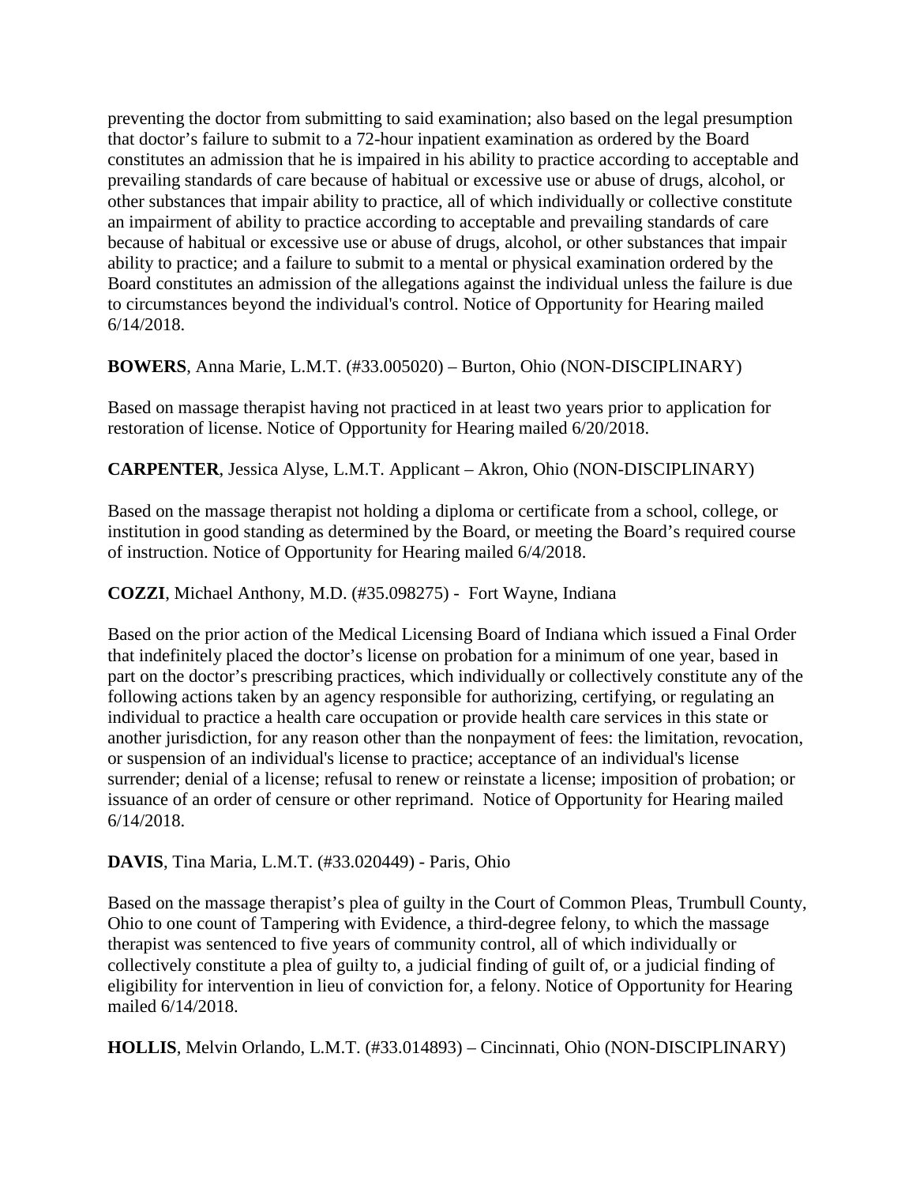preventing the doctor from submitting to said examination; also based on the legal presumption that doctor's failure to submit to a 72-hour inpatient examination as ordered by the Board constitutes an admission that he is impaired in his ability to practice according to acceptable and prevailing standards of care because of habitual or excessive use or abuse of drugs, alcohol, or other substances that impair ability to practice, all of which individually or collective constitute an impairment of ability to practice according to acceptable and prevailing standards of care because of habitual or excessive use or abuse of drugs, alcohol, or other substances that impair ability to practice; and a failure to submit to a mental or physical examination ordered by the Board constitutes an admission of the allegations against the individual unless the failure is due to circumstances beyond the individual's control. Notice of Opportunity for Hearing mailed 6/14/2018.

**BOWERS**, Anna Marie, L.M.T. (#33.005020) – Burton, Ohio (NON-DISCIPLINARY)

Based on massage therapist having not practiced in at least two years prior to application for restoration of license. Notice of Opportunity for Hearing mailed 6/20/2018.

**CARPENTER**, Jessica Alyse, L.M.T. Applicant – Akron, Ohio (NON-DISCIPLINARY)

Based on the massage therapist not holding a diploma or certificate from a school, college, or institution in good standing as determined by the Board, or meeting the Board's required course of instruction. Notice of Opportunity for Hearing mailed 6/4/2018.

**COZZI**, Michael Anthony, M.D. (#35.098275) - Fort Wayne, Indiana

Based on the prior action of the Medical Licensing Board of Indiana which issued a Final Order that indefinitely placed the doctor's license on probation for a minimum of one year, based in part on the doctor's prescribing practices, which individually or collectively constitute any of the following actions taken by an agency responsible for authorizing, certifying, or regulating an individual to practice a health care occupation or provide health care services in this state or another jurisdiction, for any reason other than the nonpayment of fees: the limitation, revocation, or suspension of an individual's license to practice; acceptance of an individual's license surrender; denial of a license; refusal to renew or reinstate a license; imposition of probation; or issuance of an order of censure or other reprimand. Notice of Opportunity for Hearing mailed 6/14/2018.

**DAVIS**, Tina Maria, L.M.T. (#33.020449) - Paris, Ohio

Based on the massage therapist's plea of guilty in the Court of Common Pleas, Trumbull County, Ohio to one count of Tampering with Evidence, a third-degree felony, to which the massage therapist was sentenced to five years of community control, all of which individually or collectively constitute a plea of guilty to, a judicial finding of guilt of, or a judicial finding of eligibility for intervention in lieu of conviction for, a felony. Notice of Opportunity for Hearing mailed 6/14/2018.

**HOLLIS**, Melvin Orlando, L.M.T. (#33.014893) – Cincinnati, Ohio (NON-DISCIPLINARY)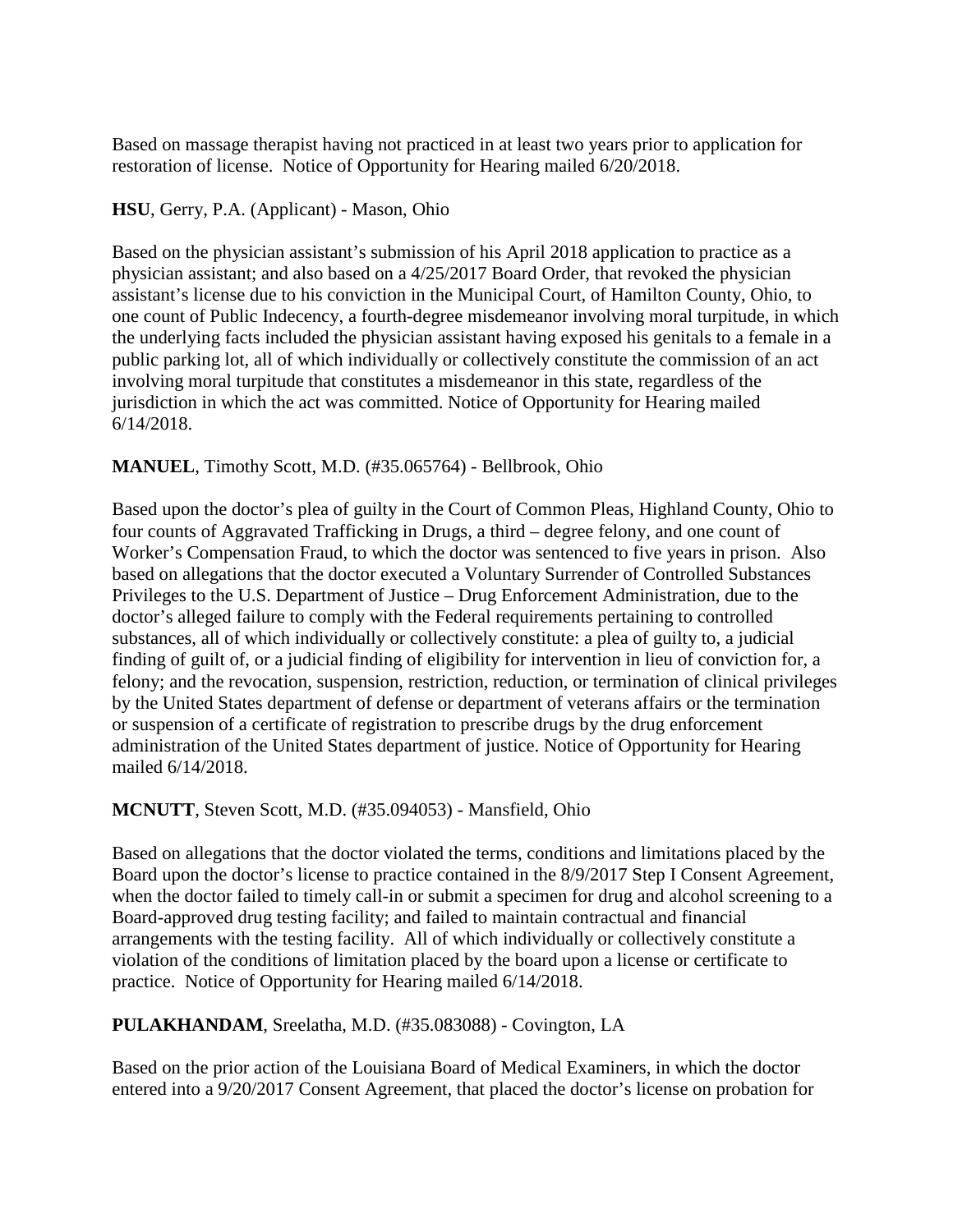Based on massage therapist having not practiced in at least two years prior to application for restoration of license. Notice of Opportunity for Hearing mailed 6/20/2018.

**HSU**, Gerry, P.A. (Applicant) - Mason, Ohio

Based on the physician assistant's submission of his April 2018 application to practice as a physician assistant; and also based on a 4/25/2017 Board Order, that revoked the physician assistant's license due to his conviction in the Municipal Court, of Hamilton County, Ohio, to one count of Public Indecency, a fourth-degree misdemeanor involving moral turpitude, in which the underlying facts included the physician assistant having exposed his genitals to a female in a public parking lot, all of which individually or collectively constitute the commission of an act involving moral turpitude that constitutes a misdemeanor in this state, regardless of the jurisdiction in which the act was committed. Notice of Opportunity for Hearing mailed 6/14/2018.

**MANUEL**, Timothy Scott, M.D. (#35.065764) - Bellbrook, Ohio

Based upon the doctor's plea of guilty in the Court of Common Pleas, Highland County, Ohio to four counts of Aggravated Trafficking in Drugs, a third – degree felony, and one count of Worker's Compensation Fraud, to which the doctor was sentenced to five years in prison. Also based on allegations that the doctor executed a Voluntary Surrender of Controlled Substances Privileges to the U.S. Department of Justice – Drug Enforcement Administration, due to the doctor's alleged failure to comply with the Federal requirements pertaining to controlled substances, all of which individually or collectively constitute: a plea of guilty to, a judicial finding of guilt of, or a judicial finding of eligibility for intervention in lieu of conviction for, a felony; and the revocation, suspension, restriction, reduction, or termination of clinical privileges by the United States department of defense or department of veterans affairs or the termination or suspension of a certificate of registration to prescribe drugs by the drug enforcement administration of the United States department of justice. Notice of Opportunity for Hearing mailed 6/14/2018.

**MCNUTT**, Steven Scott, M.D. (#35.094053) - Mansfield, Ohio

Based on allegations that the doctor violated the terms, conditions and limitations placed by the Board upon the doctor's license to practice contained in the 8/9/2017 Step I Consent Agreement, when the doctor failed to timely call-in or submit a specimen for drug and alcohol screening to a Board-approved drug testing facility; and failed to maintain contractual and financial arrangements with the testing facility. All of which individually or collectively constitute a violation of the conditions of limitation placed by the board upon a license or certificate to practice. Notice of Opportunity for Hearing mailed 6/14/2018.

**PULAKHANDAM**, Sreelatha, M.D. (#35.083088) - Covington, LA

Based on the prior action of the Louisiana Board of Medical Examiners, in which the doctor entered into a 9/20/2017 Consent Agreement, that placed the doctor's license on probation for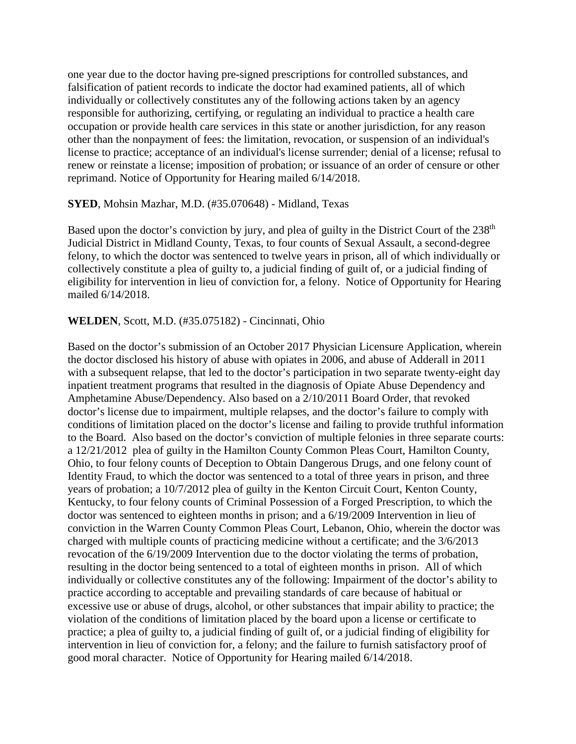one year due to the doctor having pre-signed prescriptions for controlled substances, and falsification of patient records to indicate the doctor had examined patients, all of which individually or collectively constitutes any of the following actions taken by an agency responsible for authorizing, certifying, or regulating an individual to practice a health care occupation or provide health care services in this state or another jurisdiction, for any reason other than the nonpayment of fees: the limitation, revocation, or suspension of an individual's license to practice; acceptance of an individual's license surrender; denial of a license; refusal to renew or reinstate a license; imposition of probation; or issuance of an order of censure or other reprimand. Notice of Opportunity for Hearing mailed 6/14/2018.

**SYED**, Mohsin Mazhar, M.D. (#35.070648) - Midland, Texas

Based upon the doctor's conviction by jury, and plea of guilty in the District Court of the 238th Judicial District in Midland County, Texas, to four counts of Sexual Assault, a second-degree felony, to which the doctor was sentenced to twelve years in prison, all of which individually or collectively constitute a plea of guilty to, a judicial finding of guilt of, or a judicial finding of eligibility for intervention in lieu of conviction for, a felony. Notice of Opportunity for Hearing mailed 6/14/2018.

**WELDEN**, Scott, M.D. (#35.075182) - Cincinnati, Ohio

Based on the doctor's submission of an October 2017 Physician Licensure Application, wherein the doctor disclosed his history of abuse with opiates in 2006, and abuse of Adderall in 2011 with a subsequent relapse, that led to the doctor's participation in two separate twenty-eight day inpatient treatment programs that resulted in the diagnosis of Opiate Abuse Dependency and Amphetamine Abuse/Dependency. Also based on a 2/10/2011 Board Order, that revoked doctor's license due to impairment, multiple relapses, and the doctor's failure to comply with conditions of limitation placed on the doctor's license and failing to provide truthful information to the Board. Also based on the doctor's conviction of multiple felonies in three separate courts: a 12/21/2012 plea of guilty in the Hamilton County Common Pleas Court, Hamilton County, Ohio, to four felony counts of Deception to Obtain Dangerous Drugs, and one felony count of Identity Fraud, to which the doctor was sentenced to a total of three years in prison, and three years of probation; a 10/7/2012 plea of guilty in the Kenton Circuit Court, Kenton County, Kentucky, to four felony counts of Criminal Possession of a Forged Prescription, to which the doctor was sentenced to eighteen months in prison; and a 6/19/2009 Intervention in lieu of conviction in the Warren County Common Pleas Court, Lebanon, Ohio, wherein the doctor was charged with multiple counts of practicing medicine without a certificate; and the 3/6/2013 revocation of the 6/19/2009 Intervention due to the doctor violating the terms of probation, resulting in the doctor being sentenced to a total of eighteen months in prison. All of which individually or collective constitutes any of the following: Impairment of the doctor's ability to practice according to acceptable and prevailing standards of care because of habitual or excessive use or abuse of drugs, alcohol, or other substances that impair ability to practice; the violation of the conditions of limitation placed by the board upon a license or certificate to practice; a plea of guilty to, a judicial finding of guilt of, or a judicial finding of eligibility for intervention in lieu of conviction for, a felony; and the failure to furnish satisfactory proof of good moral character. Notice of Opportunity for Hearing mailed 6/14/2018.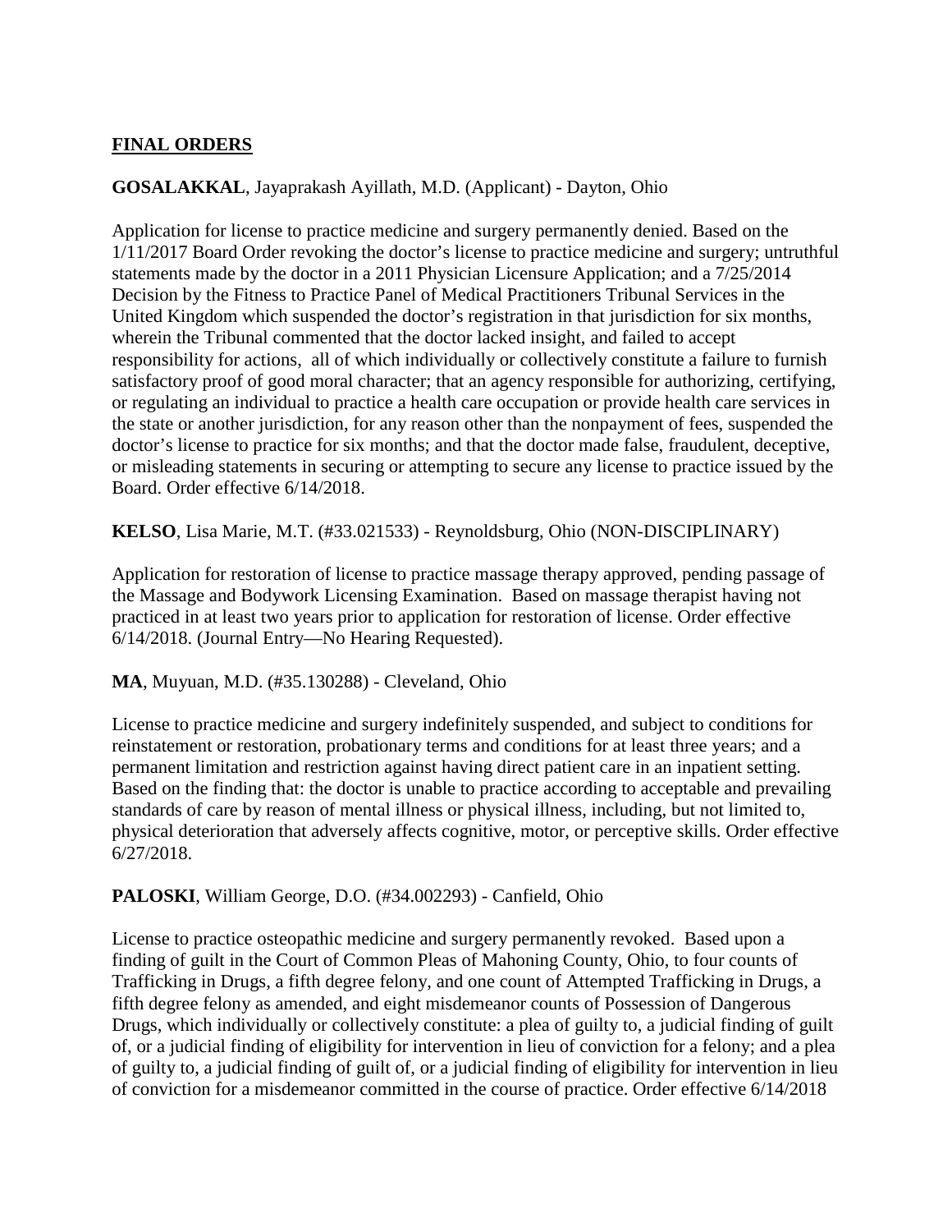## **FINAL ORDERS**

**GOSALAKKAL**, Jayaprakash Ayillath, M.D. (Applicant) - Dayton, Ohio

Application for license to practice medicine and surgery permanently denied. Based on the 1/11/2017 Board Order revoking the doctor's license to practice medicine and surgery; untruthful statements made by the doctor in a 2011 Physician Licensure Application; and a 7/25/2014 Decision by the Fitness to Practice Panel of Medical Practitioners Tribunal Services in the United Kingdom which suspended the doctor's registration in that jurisdiction for six months, wherein the Tribunal commented that the doctor lacked insight, and failed to accept responsibility for actions, all of which individually or collectively constitute a failure to furnish satisfactory proof of good moral character; that an agency responsible for authorizing, certifying, or regulating an individual to practice a health care occupation or provide health care services in the state or another jurisdiction, for any reason other than the nonpayment of fees, suspended the doctor's license to practice for six months; and that the doctor made false, fraudulent, deceptive, or misleading statements in securing or attempting to secure any license to practice issued by the Board. Order effective 6/14/2018.

**KELSO**, Lisa Marie, M.T. (#33.021533) - Reynoldsburg, Ohio (NON-DISCIPLINARY)

Application for restoration of license to practice massage therapy approved, pending passage of the Massage and Bodywork Licensing Examination. Based on massage therapist having not practiced in at least two years prior to application for restoration of license. Order effective 6/14/2018. (Journal Entry—No Hearing Requested).

**MA**, Muyuan, M.D. (#35.130288) - Cleveland, Ohio

License to practice medicine and surgery indefinitely suspended, and subject to conditions for reinstatement or restoration, probationary terms and conditions for at least three years; and a permanent limitation and restriction against having direct patient care in an inpatient setting. Based on the finding that: the doctor is unable to practice according to acceptable and prevailing standards of care by reason of mental illness or physical illness, including, but not limited to, physical deterioration that adversely affects cognitive, motor, or perceptive skills. Order effective 6/27/2018.

**PALOSKI**, William George, D.O. (#34.002293) - Canfield, Ohio

License to practice osteopathic medicine and surgery permanently revoked. Based upon a finding of guilt in the Court of Common Pleas of Mahoning County, Ohio, to four counts of Trafficking in Drugs, a fifth degree felony, and one count of Attempted Trafficking in Drugs, a fifth degree felony as amended, and eight misdemeanor counts of Possession of Dangerous Drugs, which individually or collectively constitute: a plea of guilty to, a judicial finding of guilt of, or a judicial finding of eligibility for intervention in lieu of conviction for a felony; and a plea of guilty to, a judicial finding of guilt of, or a judicial finding of eligibility for intervention in lieu of conviction for a misdemeanor committed in the course of practice. Order effective 6/14/2018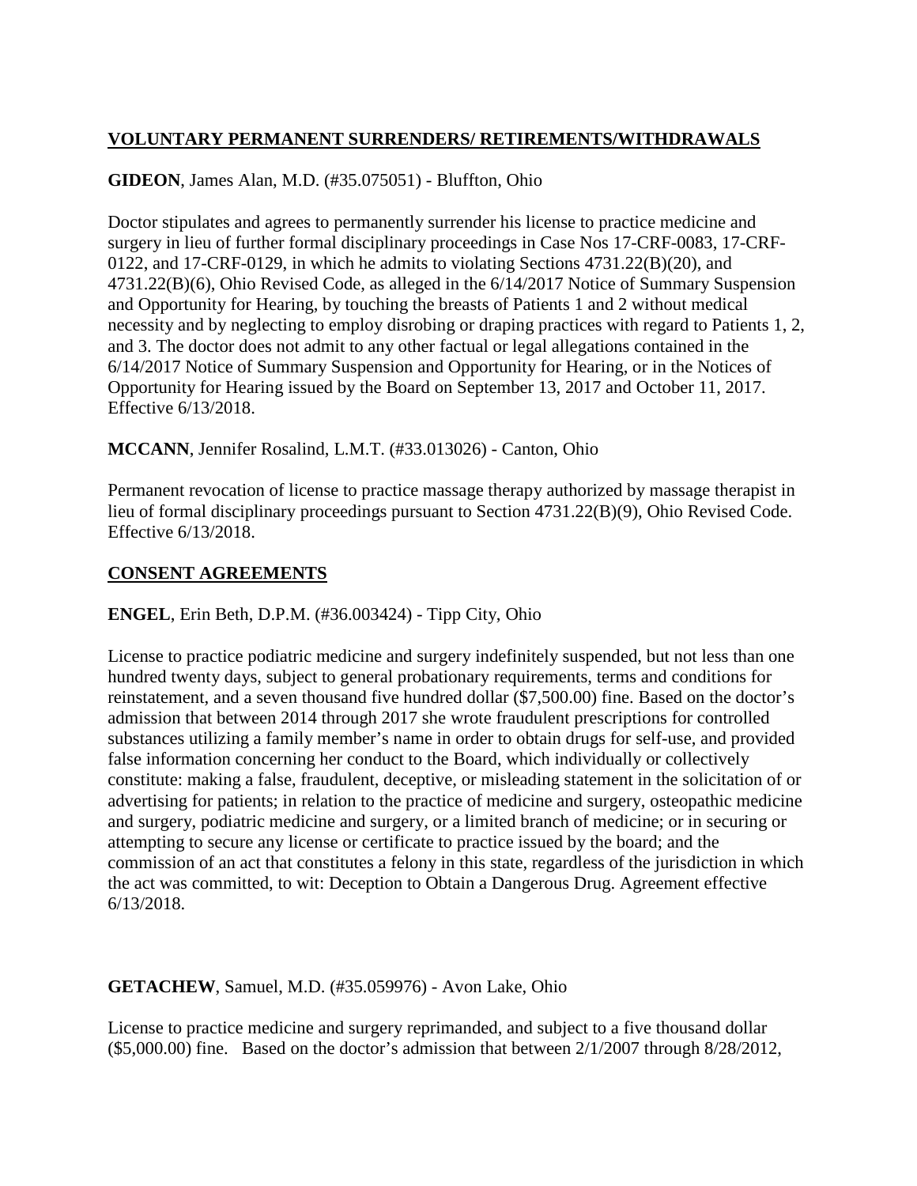## VOLUNTARY PERMANENT SURRENDERS/ RETIREMENTS/WITHDRAWALS

**GIDEON**, James Alan, M.D. (#35.075051) - Bluffton, Ohio

Doctor stipulates and agrees to permanently surrender his license to practice medicine and surgery in lieu of further formal disciplinary proceedings in Case Nos 17-CRF-0083, 17-CRF-0122, and 17-CRF-0129, in which he admits to violating Sections 4731.22(B)(20), and 4731.22(B)(6), Ohio Revised Code, as alleged in the 6/14/2017 Notice of Summary Suspension and Opportunity for Hearing, by touching the breasts of Patients 1 and 2 without medical necessity and by neglecting to employ disrobing or draping practices with regard to Patients 1, 2, and 3. The doctor does not admit to any other factual or legal allegations contained in the 6/14/2017 Notice of Summary Suspension and Opportunity for Hearing, or in the Notices of Opportunity for Hearing issued by the Board on September 13, 2017 and October 11, 2017. Effective 6/13/2018.

**MCCANN**, Jennifer Rosalind, L.M.T. (#33.013026) - Canton, Ohio

Permanent revocation of license to practice massage therapy authorized by massage therapist in lieu of formal disciplinary proceedings pursuant to Section 4731.22(B)(9), Ohio Revised Code. Effective 6/13/2018.

## CONSENT AGREEMENTS

**ENGEL**, Erin Beth, D.P.M. (#36.003424) - Tipp City, Ohio

License to practice podiatric medicine and surgery indefinitely suspended, but not less than one hundred twenty days, subject to general probationary requirements, terms and conditions for reinstatement, and a seven thousand five hundred dollar ($7,500.00) fine. Based on the doctor's admission that between 2014 through 2017 she wrote fraudulent prescriptions for controlled substances utilizing a family member's name in order to obtain drugs for self-use, and provided false information concerning her conduct to the Board, which individually or collectively constitute: making a false, fraudulent, deceptive, or misleading statement in the solicitation of or advertising for patients; in relation to the practice of medicine and surgery, osteopathic medicine and surgery, podiatric medicine and surgery, or a limited branch of medicine; or in securing or attempting to secure any license or certificate to practice issued by the board; and the commission of an act that constitutes a felony in this state, regardless of the jurisdiction in which the act was committed, to wit: Deception to Obtain a Dangerous Drug. Agreement effective 6/13/2018.

**GETACHEW**, Samuel, M.D. (#35.059976) - Avon Lake, Ohio

License to practice medicine and surgery reprimanded, and subject to a five thousand dollar ($5,000.00) fine. Based on the doctor's admission that between 2/1/2007 through 8/28/2012,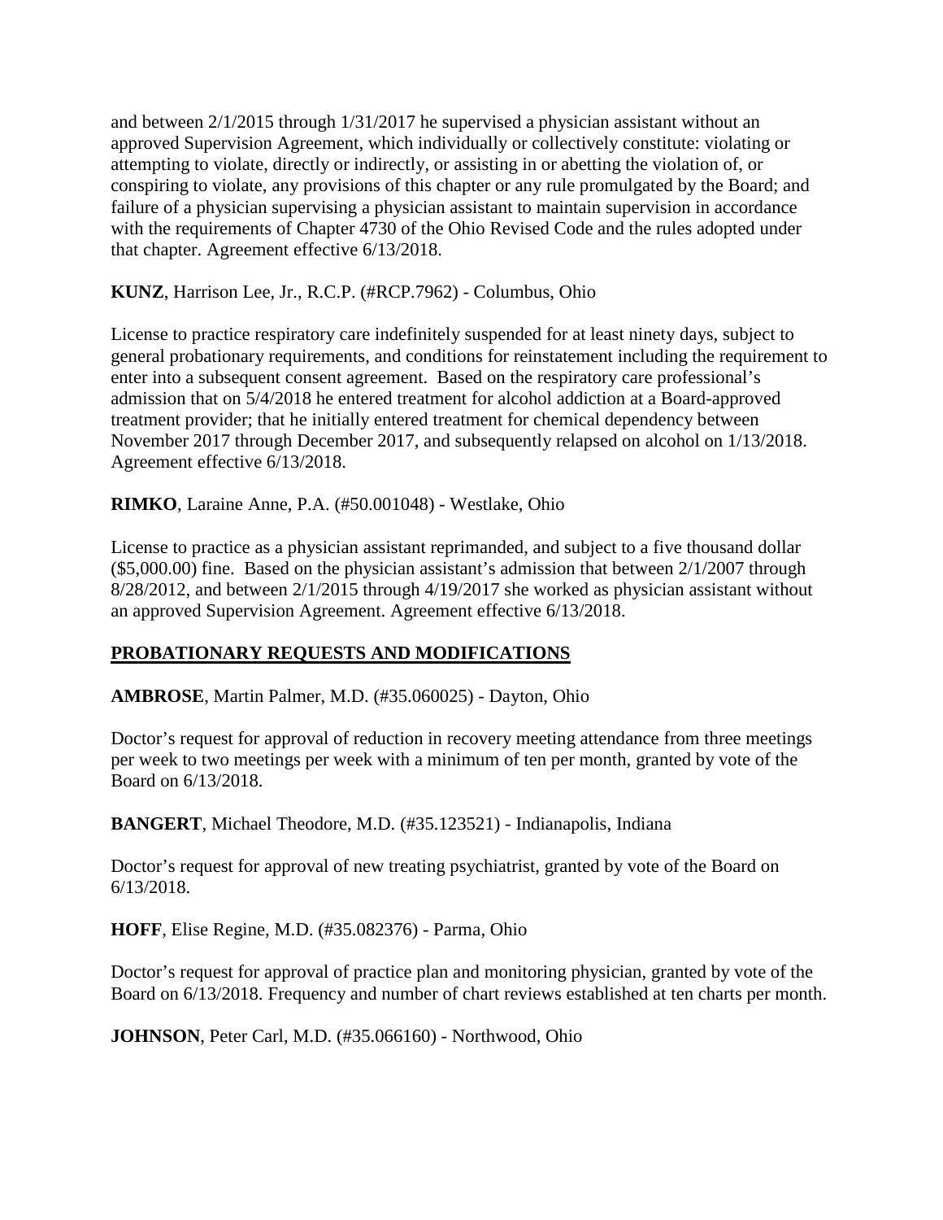and between 2/1/2015 through 1/31/2017 he supervised a physician assistant without an approved Supervision Agreement, which individually or collectively constitute: violating or attempting to violate, directly or indirectly, or assisting in or abetting the violation of, or conspiring to violate, any provisions of this chapter or any rule promulgated by the Board; and failure of a physician supervising a physician assistant to maintain supervision in accordance with the requirements of Chapter 4730 of the Ohio Revised Code and the rules adopted under that chapter. Agreement effective 6/13/2018.

**KUNZ**, Harrison Lee, Jr., R.C.P. (#RCP.7962) - Columbus, Ohio

License to practice respiratory care indefinitely suspended for at least ninety days, subject to general probationary requirements, and conditions for reinstatement including the requirement to enter into a subsequent consent agreement. Based on the respiratory care professional's admission that on 5/4/2018 he entered treatment for alcohol addiction at a Board-approved treatment provider; that he initially entered treatment for chemical dependency between November 2017 through December 2017, and subsequently relapsed on alcohol on 1/13/2018. Agreement effective 6/13/2018.

**RIMKO**, Laraine Anne, P.A. (#50.001048) - Westlake, Ohio

License to practice as a physician assistant reprimanded, and subject to a five thousand dollar ($5,000.00) fine. Based on the physician assistant's admission that between 2/1/2007 through 8/28/2012, and between 2/1/2015 through 4/19/2017 she worked as physician assistant without an approved Supervision Agreement. Agreement effective 6/13/2018.

## PROBATIONARY REQUESTS AND MODIFICATIONS

**AMBROSE**, Martin Palmer, M.D. (#35.060025) - Dayton, Ohio

Doctor's request for approval of reduction in recovery meeting attendance from three meetings per week to two meetings per week with a minimum of ten per month, granted by vote of the Board on 6/13/2018.

**BANGERT**, Michael Theodore, M.D. (#35.123521) - Indianapolis, Indiana

Doctor's request for approval of new treating psychiatrist, granted by vote of the Board on 6/13/2018.

**HOFF**, Elise Regine, M.D. (#35.082376) - Parma, Ohio

Doctor's request for approval of practice plan and monitoring physician, granted by vote of the Board on 6/13/2018. Frequency and number of chart reviews established at ten charts per month.

**JOHNSON**, Peter Carl, M.D. (#35.066160) - Northwood, Ohio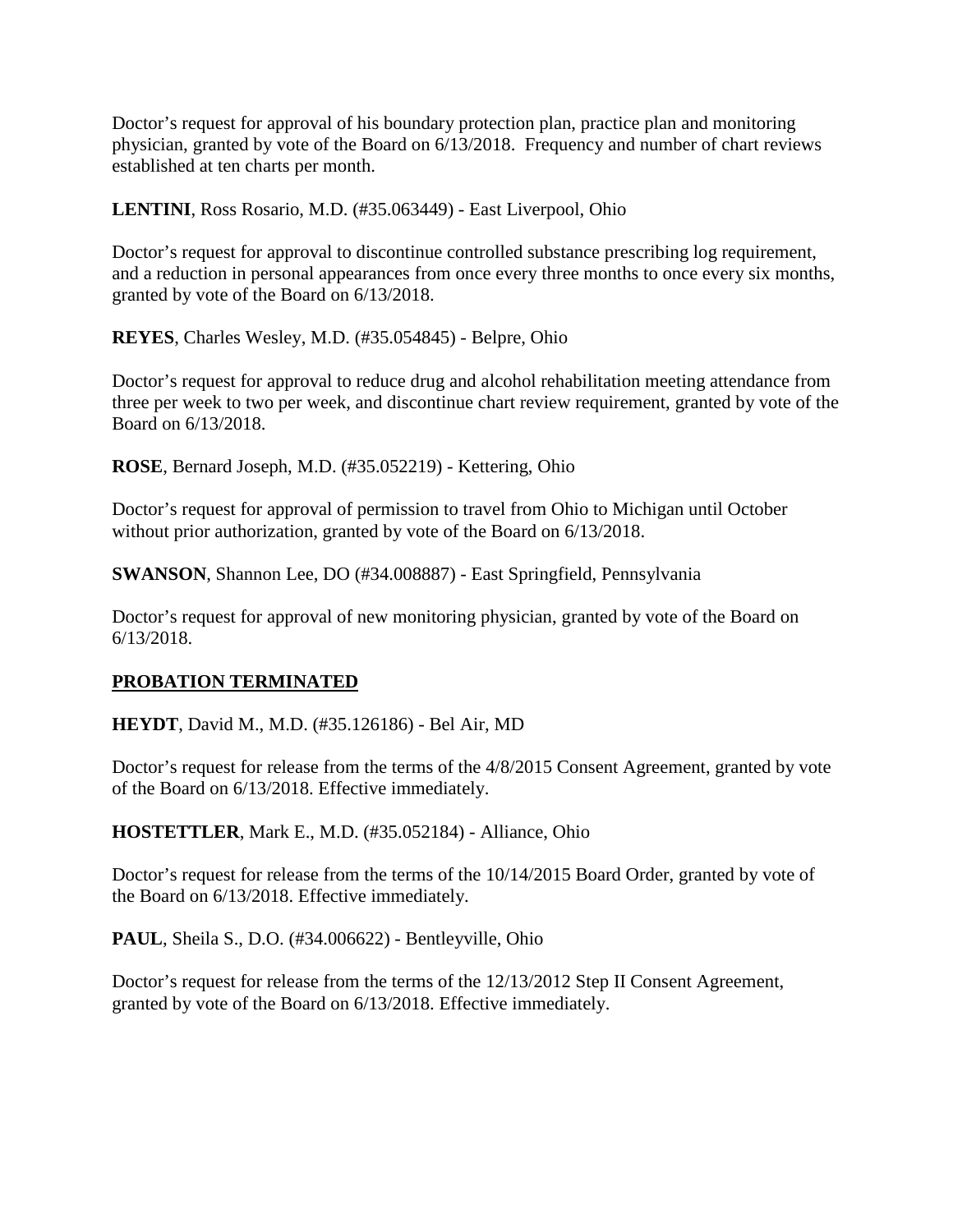Doctor's request for approval of his boundary protection plan, practice plan and monitoring physician, granted by vote of the Board on 6/13/2018. Frequency and number of chart reviews established at ten charts per month.

**LENTINI**, Ross Rosario, M.D. (#35.063449) - East Liverpool, Ohio

Doctor's request for approval to discontinue controlled substance prescribing log requirement, and a reduction in personal appearances from once every three months to once every six months, granted by vote of the Board on 6/13/2018.

**REYES**, Charles Wesley, M.D. (#35.054845) - Belpre, Ohio

Doctor's request for approval to reduce drug and alcohol rehabilitation meeting attendance from three per week to two per week, and discontinue chart review requirement, granted by vote of the Board on 6/13/2018.

**ROSE**, Bernard Joseph, M.D. (#35.052219) - Kettering, Ohio

Doctor's request for approval of permission to travel from Ohio to Michigan until October without prior authorization, granted by vote of the Board on 6/13/2018.

**SWANSON**, Shannon Lee, DO (#34.008887) - East Springfield, Pennsylvania

Doctor's request for approval of new monitoring physician, granted by vote of the Board on 6/13/2018.

## PROBATION TERMINATED

**HEYDT**, David M., M.D. (#35.126186) - Bel Air, MD

Doctor's request for release from the terms of the 4/8/2015 Consent Agreement, granted by vote of the Board on 6/13/2018. Effective immediately.

**HOSTETTLER**, Mark E., M.D. (#35.052184) - Alliance, Ohio

Doctor's request for release from the terms of the 10/14/2015 Board Order, granted by vote of the Board on 6/13/2018. Effective immediately.

**PAUL**, Sheila S., D.O. (#34.006622) - Bentleyville, Ohio

Doctor's request for release from the terms of the 12/13/2012 Step II Consent Agreement, granted by vote of the Board on 6/13/2018. Effective immediately.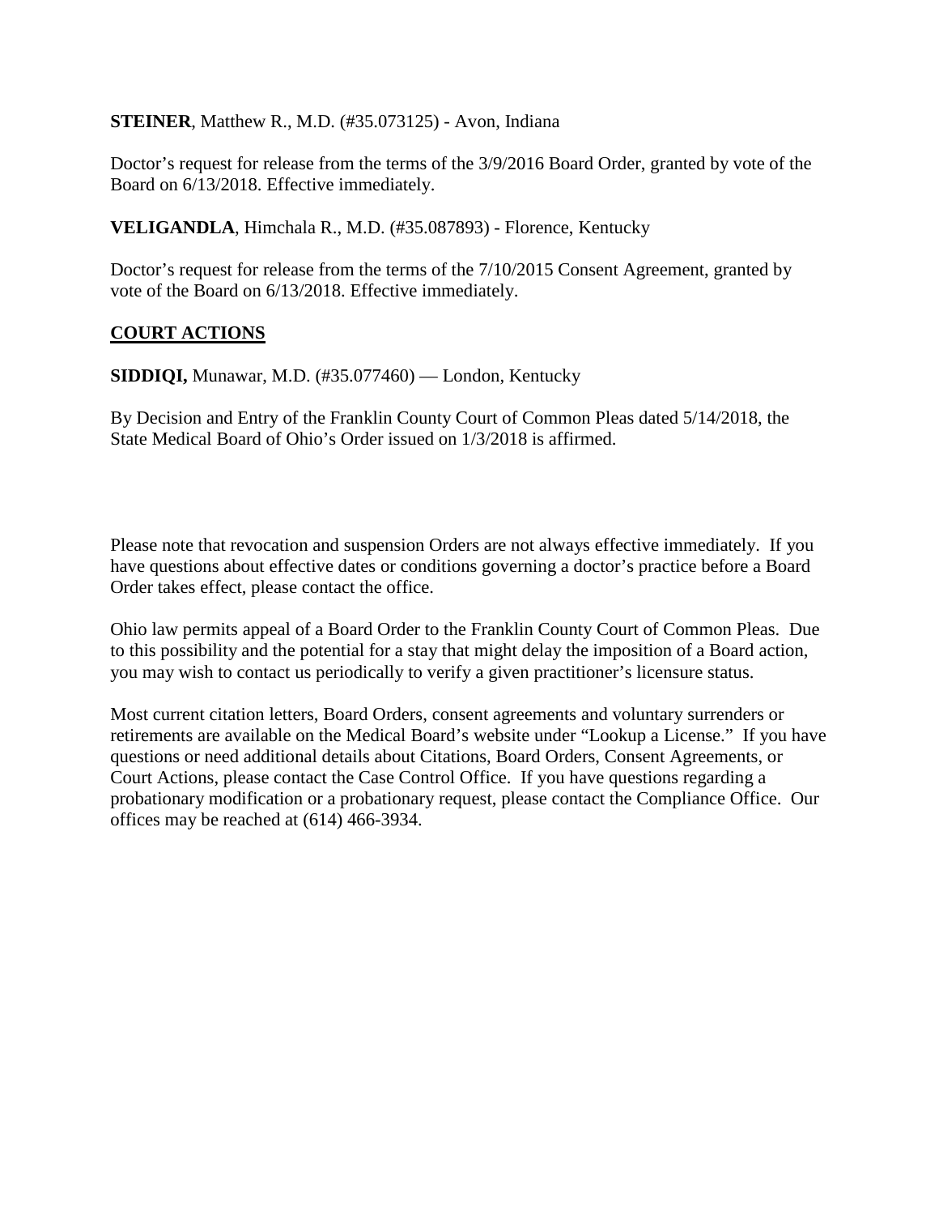**STEINER**, Matthew R., M.D. (#35.073125) - Avon, Indiana

Doctor's request for release from the terms of the 3/9/2016 Board Order, granted by vote of the Board on 6/13/2018. Effective immediately.

**VELIGANDLA**, Himchala R., M.D. (#35.087893) - Florence, Kentucky

Doctor's request for release from the terms of the 7/10/2015 Consent Agreement, granted by vote of the Board on 6/13/2018. Effective immediately.

## COURT ACTIONS

**SIDDIQI,** Munawar, M.D. (#35.077460) — London, Kentucky

By Decision and Entry of the Franklin County Court of Common Pleas dated 5/14/2018, the State Medical Board of Ohio's Order issued on 1/3/2018 is affirmed.

Please note that revocation and suspension Orders are not always effective immediately. If you have questions about effective dates or conditions governing a doctor's practice before a Board Order takes effect, please contact the office.

Ohio law permits appeal of a Board Order to the Franklin County Court of Common Pleas. Due to this possibility and the potential for a stay that might delay the imposition of a Board action, you may wish to contact us periodically to verify a given practitioner's licensure status.

Most current citation letters, Board Orders, consent agreements and voluntary surrenders or retirements are available on the Medical Board's website under "Lookup a License." If you have questions or need additional details about Citations, Board Orders, Consent Agreements, or Court Actions, please contact the Case Control Office. If you have questions regarding a probationary modification or a probationary request, please contact the Compliance Office. Our offices may be reached at (614) 466-3934.